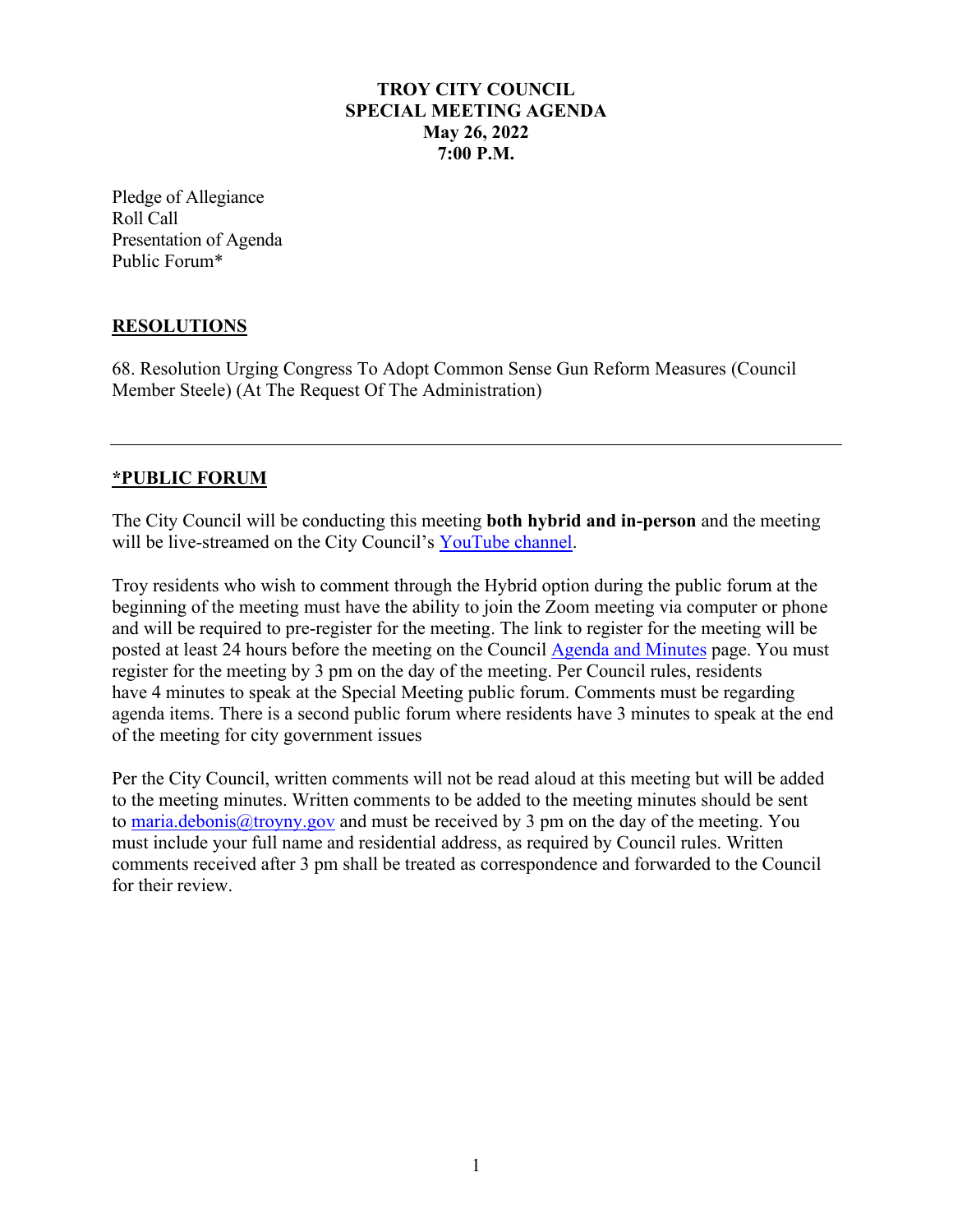# TROY CITY COUNCIL
## SPECIAL MEETING AGENDA
### May 26, 2022
### 7:00 P.M.

Pledge of Allegiance
Roll Call
Presentation of Agenda
Public Forum*

## RESOLUTIONS

68. Resolution Urging Congress To Adopt Common Sense Gun Reform Measures (Council Member Steele) (At The Request Of The Administration)

---

## *PUBLIC FORUM

The City Council will be conducting this meeting **both hybrid and in-person** and the meeting will be live-streamed on the City Council's YouTube channel.

Troy residents who wish to comment through the Hybrid option during the public forum at the beginning of the meeting must have the ability to join the Zoom meeting via computer or phone and will be required to pre-register for the meeting. The link to register for the meeting will be posted at least 24 hours before the meeting on the Council Agenda and Minutes page. You must register for the meeting by 3 pm on the day of the meeting. Per Council rules, residents have 4 minutes to speak at the Special Meeting public forum. Comments must be regarding agenda items. There is a second public forum where residents have 3 minutes to speak at the end of the meeting for city government issues

Per the City Council, written comments will not be read aloud at this meeting but will be added to the meeting minutes. Written comments to be added to the meeting minutes should be sent to maria.debonis@troyny.gov and must be received by 3 pm on the day of the meeting. You must include your full name and residential address, as required by Council rules. Written comments received after 3 pm shall be treated as correspondence and forwarded to the Council for their review.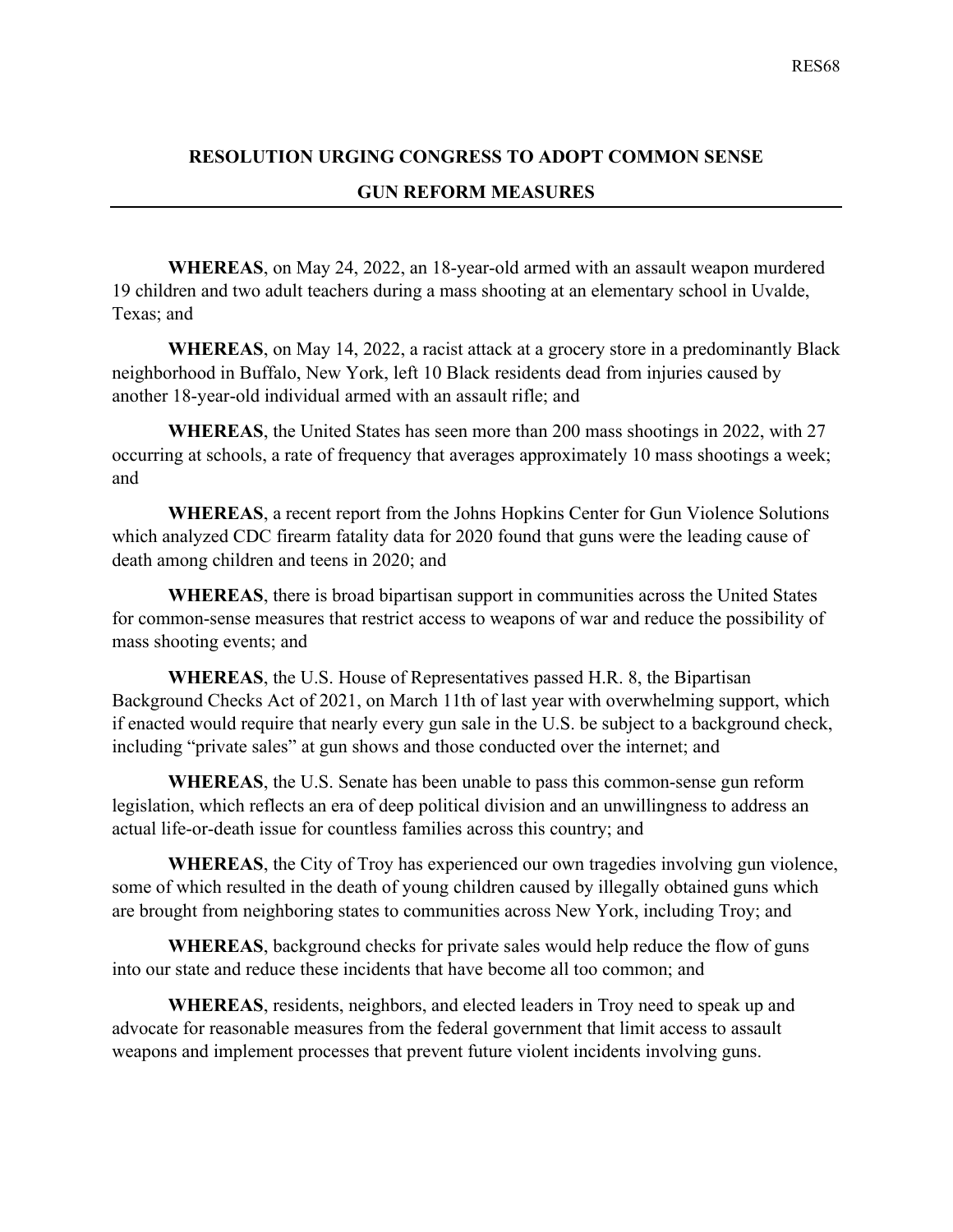# RESOLUTION URGING CONGRESS TO ADOPT COMMON SENSE GUN REFORM MEASURES

**WHEREAS**, on May 24, 2022, an 18-year-old armed with an assault weapon murdered 19 children and two adult teachers during a mass shooting at an elementary school in Uvalde, Texas; and

**WHEREAS**, on May 14, 2022, a racist attack at a grocery store in a predominantly Black neighborhood in Buffalo, New York, left 10 Black residents dead from injuries caused by another 18-year-old individual armed with an assault rifle; and

**WHEREAS**, the United States has seen more than 200 mass shootings in 2022, with 27 occurring at schools, a rate of frequency that averages approximately 10 mass shootings a week; and

**WHEREAS**, a recent report from the Johns Hopkins Center for Gun Violence Solutions which analyzed CDC firearm fatality data for 2020 found that guns were the leading cause of death among children and teens in 2020; and

**WHEREAS**, there is broad bipartisan support in communities across the United States for common-sense measures that restrict access to weapons of war and reduce the possibility of mass shooting events; and

**WHEREAS**, the U.S. House of Representatives passed H.R. 8, the Bipartisan Background Checks Act of 2021, on March 11th of last year with overwhelming support, which if enacted would require that nearly every gun sale in the U.S. be subject to a background check, including "private sales" at gun shows and those conducted over the internet; and

**WHEREAS**, the U.S. Senate has been unable to pass this common-sense gun reform legislation, which reflects an era of deep political division and an unwillingness to address an actual life-or-death issue for countless families across this country; and

**WHEREAS**, the City of Troy has experienced our own tragedies involving gun violence, some of which resulted in the death of young children caused by illegally obtained guns which are brought from neighboring states to communities across New York, including Troy; and

**WHEREAS**, background checks for private sales would help reduce the flow of guns into our state and reduce these incidents that have become all too common; and

**WHEREAS**, residents, neighbors, and elected leaders in Troy need to speak up and advocate for reasonable measures from the federal government that limit access to assault weapons and implement processes that prevent future violent incidents involving guns.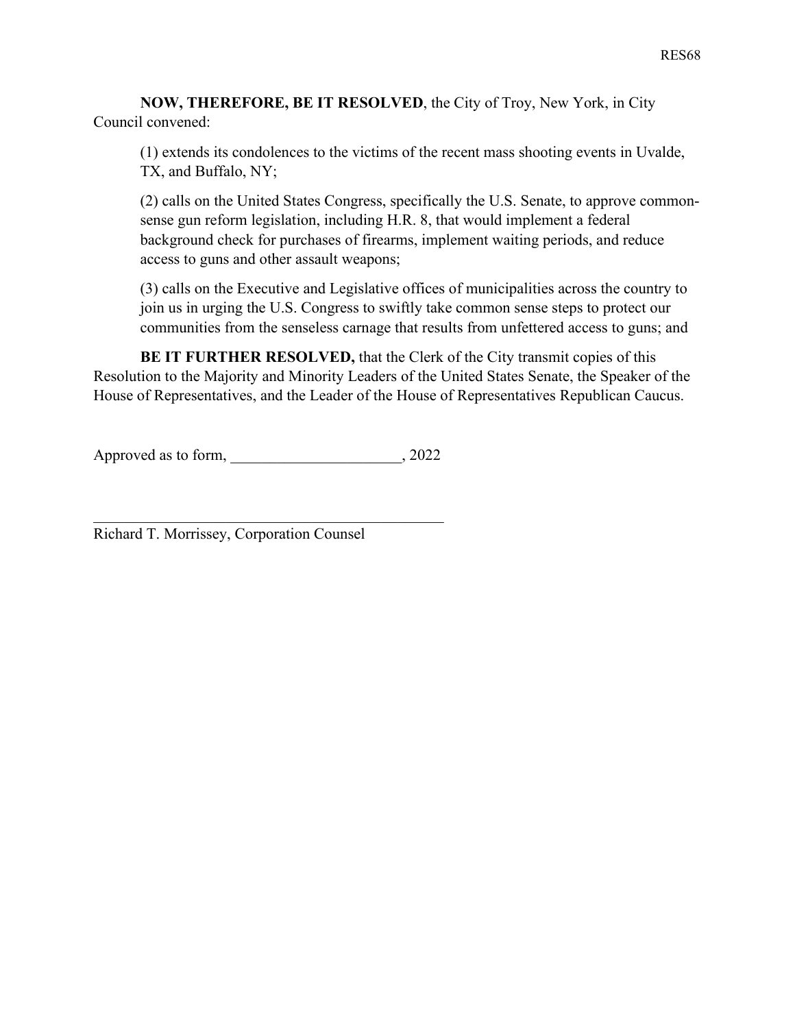**NOW, THEREFORE, BE IT RESOLVED**, the City of Troy, New York, in City Council convened:

(1) extends its condolences to the victims of the recent mass shooting events in Uvalde, TX, and Buffalo, NY;

(2) calls on the United States Congress, specifically the U.S. Senate, to approve common-sense gun reform legislation, including H.R. 8, that would implement a federal background check for purchases of firearms, implement waiting periods, and reduce access to guns and other assault weapons;

(3) calls on the Executive and Legislative offices of municipalities across the country to join us in urging the U.S. Congress to swiftly take common sense steps to protect our communities from the senseless carnage that results from unfettered access to guns; and

**BE IT FURTHER RESOLVED,** that the Clerk of the City transmit copies of this Resolution to the Majority and Minority Leaders of the United States Senate, the Speaker of the House of Representatives, and the Leader of the House of Representatives Republican Caucus.

Approved as to form, ______________________, 2022

_______________________________________________
Richard T. Morrissey, Corporation Counsel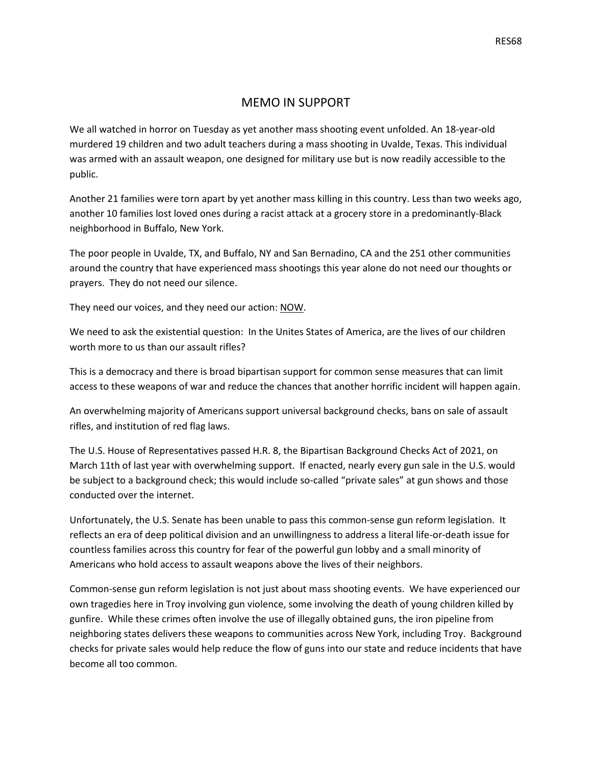# MEMO IN SUPPORT

We all watched in horror on Tuesday as yet another mass shooting event unfolded. An 18-year-old murdered 19 children and two adult teachers during a mass shooting in Uvalde, Texas. This individual was armed with an assault weapon, one designed for military use but is now readily accessible to the public.

Another 21 families were torn apart by yet another mass killing in this country. Less than two weeks ago, another 10 families lost loved ones during a racist attack at a grocery store in a predominantly-Black neighborhood in Buffalo, New York.

The poor people in Uvalde, TX, and Buffalo, NY and San Bernadino, CA and the 251 other communities around the country that have experienced mass shootings this year alone do not need our thoughts or prayers. They do not need our silence.

They need our voices, and they need our action: <u>NOW</u>.

We need to ask the existential question: In the Unites States of America, are the lives of our children worth more to us than our assault rifles?

This is a democracy and there is broad bipartisan support for common sense measures that can limit access to these weapons of war and reduce the chances that another horrific incident will happen again.

An overwhelming majority of Americans support universal background checks, bans on sale of assault rifles, and institution of red flag laws.

The U.S. House of Representatives passed H.R. 8, the Bipartisan Background Checks Act of 2021, on March 11th of last year with overwhelming support. If enacted, nearly every gun sale in the U.S. would be subject to a background check; this would include so-called "private sales" at gun shows and those conducted over the internet.

Unfortunately, the U.S. Senate has been unable to pass this common-sense gun reform legislation. It reflects an era of deep political division and an unwillingness to address a literal life-or-death issue for countless families across this country for fear of the powerful gun lobby and a small minority of Americans who hold access to assault weapons above the lives of their neighbors.

Common-sense gun reform legislation is not just about mass shooting events. We have experienced our own tragedies here in Troy involving gun violence, some involving the death of young children killed by gunfire. While these crimes often involve the use of illegally obtained guns, the iron pipeline from neighboring states delivers these weapons to communities across New York, including Troy. Background checks for private sales would help reduce the flow of guns into our state and reduce incidents that have become all too common.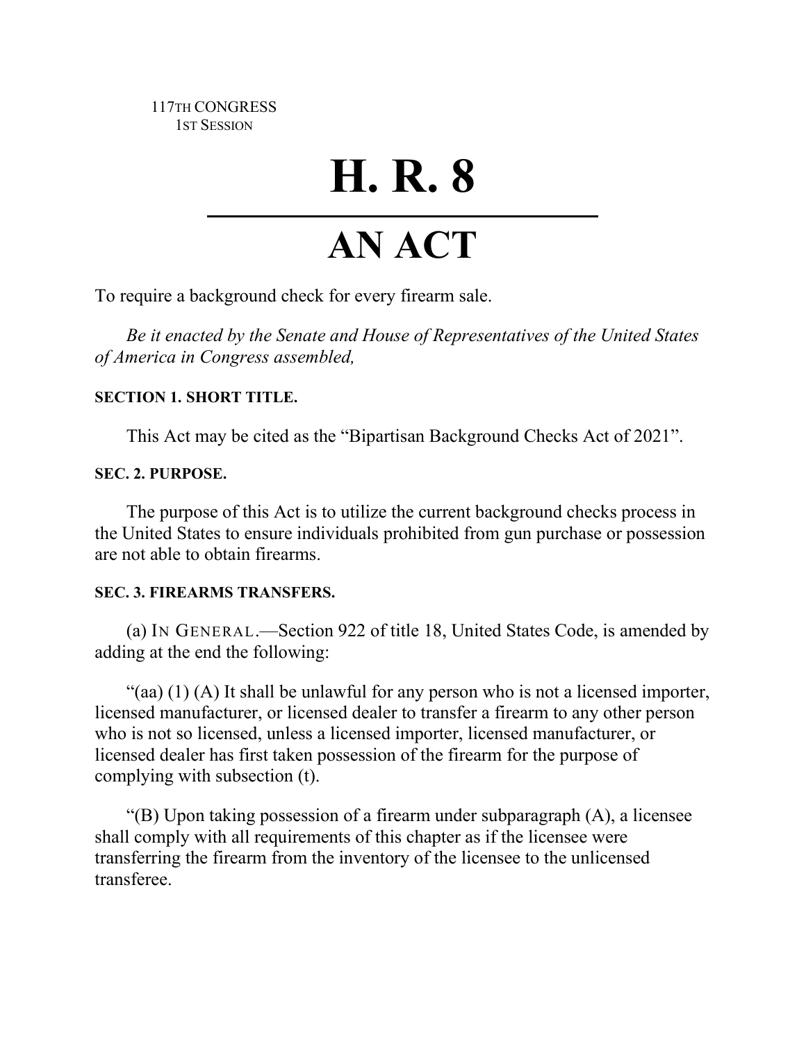117TH CONGRESS
1ST SESSION

# H. R. 8

# AN ACT

To require a background check for every firearm sale.

*Be it enacted by the Senate and House of Representatives of the United States of America in Congress assembled,*

**SECTION 1. SHORT TITLE.**

This Act may be cited as the "Bipartisan Background Checks Act of 2021".

**SEC. 2. PURPOSE.**

The purpose of this Act is to utilize the current background checks process in the United States to ensure individuals prohibited from gun purchase or possession are not able to obtain firearms.

**SEC. 3. FIREARMS TRANSFERS.**

(a) IN GENERAL.—Section 922 of title 18, United States Code, is amended by adding at the end the following:

"(aa) (1) (A) It shall be unlawful for any person who is not a licensed importer, licensed manufacturer, or licensed dealer to transfer a firearm to any other person who is not so licensed, unless a licensed importer, licensed manufacturer, or licensed dealer has first taken possession of the firearm for the purpose of complying with subsection (t).

"(B) Upon taking possession of a firearm under subparagraph (A), a licensee shall comply with all requirements of this chapter as if the licensee were transferring the firearm from the inventory of the licensee to the unlicensed transferee.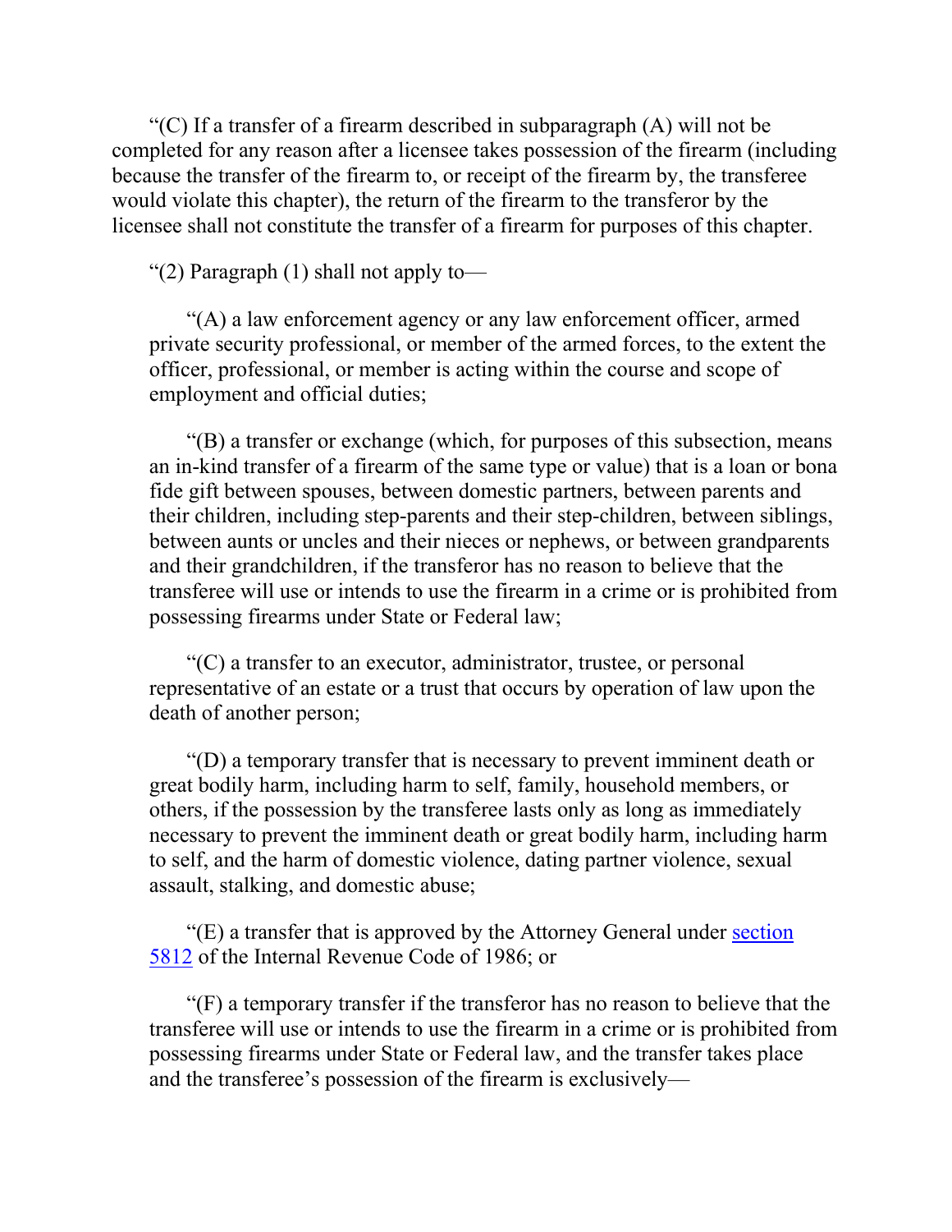"(C) If a transfer of a firearm described in subparagraph (A) will not be completed for any reason after a licensee takes possession of the firearm (including because the transfer of the firearm to, or receipt of the firearm by, the transferee would violate this chapter), the return of the firearm to the transferor by the licensee shall not constitute the transfer of a firearm for purposes of this chapter.

"(2) Paragraph (1) shall not apply to—

"(A) a law enforcement agency or any law enforcement officer, armed private security professional, or member of the armed forces, to the extent the officer, professional, or member is acting within the course and scope of employment and official duties;

"(B) a transfer or exchange (which, for purposes of this subsection, means an in-kind transfer of a firearm of the same type or value) that is a loan or bona fide gift between spouses, between domestic partners, between parents and their children, including step-parents and their step-children, between siblings, between aunts or uncles and their nieces or nephews, or between grandparents and their grandchildren, if the transferor has no reason to believe that the transferee will use or intends to use the firearm in a crime or is prohibited from possessing firearms under State or Federal law;

"(C) a transfer to an executor, administrator, trustee, or personal representative of an estate or a trust that occurs by operation of law upon the death of another person;

"(D) a temporary transfer that is necessary to prevent imminent death or great bodily harm, including harm to self, family, household members, or others, if the possession by the transferee lasts only as long as immediately necessary to prevent the imminent death or great bodily harm, including harm to self, and the harm of domestic violence, dating partner violence, sexual assault, stalking, and domestic abuse;

"(E) a transfer that is approved by the Attorney General under section 5812 of the Internal Revenue Code of 1986; or

"(F) a temporary transfer if the transferor has no reason to believe that the transferee will use or intends to use the firearm in a crime or is prohibited from possessing firearms under State or Federal law, and the transfer takes place and the transferee's possession of the firearm is exclusively—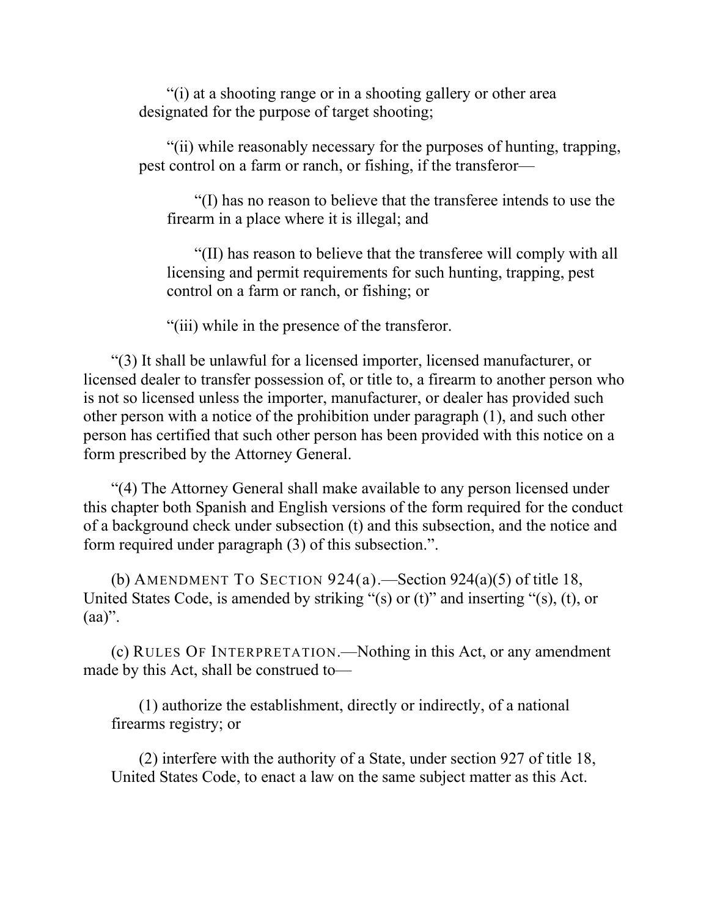“(i) at a shooting range or in a shooting gallery or other area designated for the purpose of target shooting;

“(ii) while reasonably necessary for the purposes of hunting, trapping, pest control on a farm or ranch, or fishing, if the transferor—

“(I) has no reason to believe that the transferee intends to use the firearm in a place where it is illegal; and

“(II) has reason to believe that the transferee will comply with all licensing and permit requirements for such hunting, trapping, pest control on a farm or ranch, or fishing; or

“(iii) while in the presence of the transferor.

“(3) It shall be unlawful for a licensed importer, licensed manufacturer, or licensed dealer to transfer possession of, or title to, a firearm to another person who is not so licensed unless the importer, manufacturer, or dealer has provided such other person with a notice of the prohibition under paragraph (1), and such other person has certified that such other person has been provided with this notice on a form prescribed by the Attorney General.

“(4) The Attorney General shall make available to any person licensed under this chapter both Spanish and English versions of the form required for the conduct of a background check under subsection (t) and this subsection, and the notice and form required under paragraph (3) of this subsection.”.

(b) AMENDMENT TO SECTION 924(a).—Section 924(a)(5) of title 18, United States Code, is amended by striking “(s) or (t)” and inserting “(s), (t), or (aa)”.

(c) RULES OF INTERPRETATION.—Nothing in this Act, or any amendment made by this Act, shall be construed to—

(1) authorize the establishment, directly or indirectly, of a national firearms registry; or

(2) interfere with the authority of a State, under section 927 of title 18, United States Code, to enact a law on the same subject matter as this Act.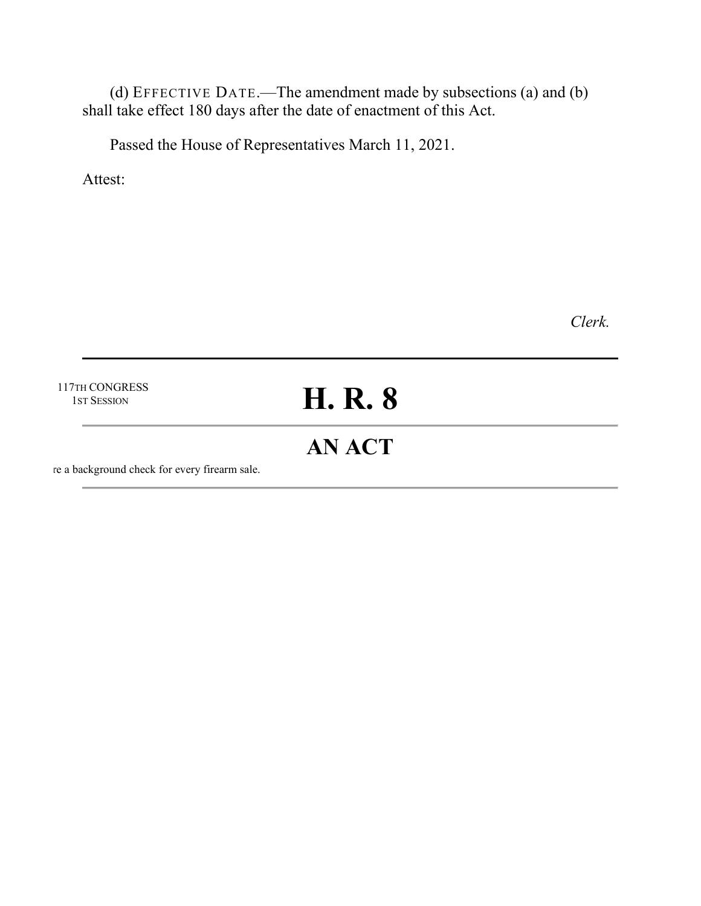(d) EFFECTIVE DATE.—The amendment made by subsections (a) and (b) shall take effect 180 days after the date of enactment of this Act.

Passed the House of Representatives March 11, 2021.

Attest:

*Clerk.*

---

117TH CONGRESS
1ST SESSION

# H. R. 8

---

## AN ACT

re a background check for every firearm sale.

---